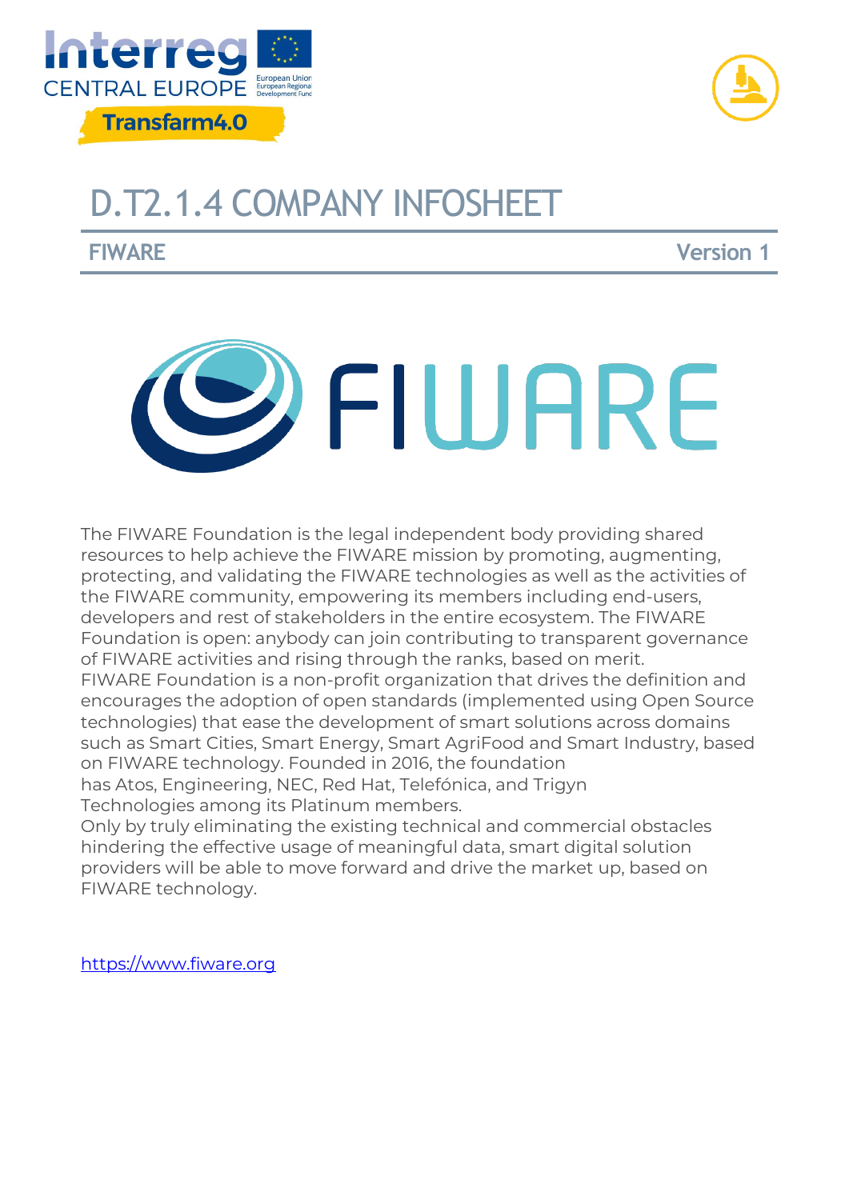# D.T2.1.4 COMPANY INFOSHEET

**FIWARE** **Version 1**

The FIWARE Foundation is the legal independent body providing shared resources to help achieve the FIWARE mission by promoting, augmenting, protecting, and validating the FIWARE technologies as well as the activities of the FIWARE community, empowering its members including end-users, developers and rest of stakeholders in the entire ecosystem. The FIWARE Foundation is open: anybody can join contributing to transparent governance of FIWARE activities and rising through the ranks, based on merit.
FIWARE Foundation is a non-profit organization that drives the definition and encourages the adoption of open standards (implemented using Open Source technologies) that ease the development of smart solutions across domains such as Smart Cities, Smart Energy, Smart AgriFood and Smart Industry, based on FIWARE technology. Founded in 2016, the foundation has Atos, Engineering, NEC, Red Hat, Telefónica, and Trigyn Technologies among its Platinum members.
Only by truly eliminating the existing technical and commercial obstacles hindering the effective usage of meaningful data, smart digital solution providers will be able to move forward and drive the market up, based on FIWARE technology.

https://www.fiware.org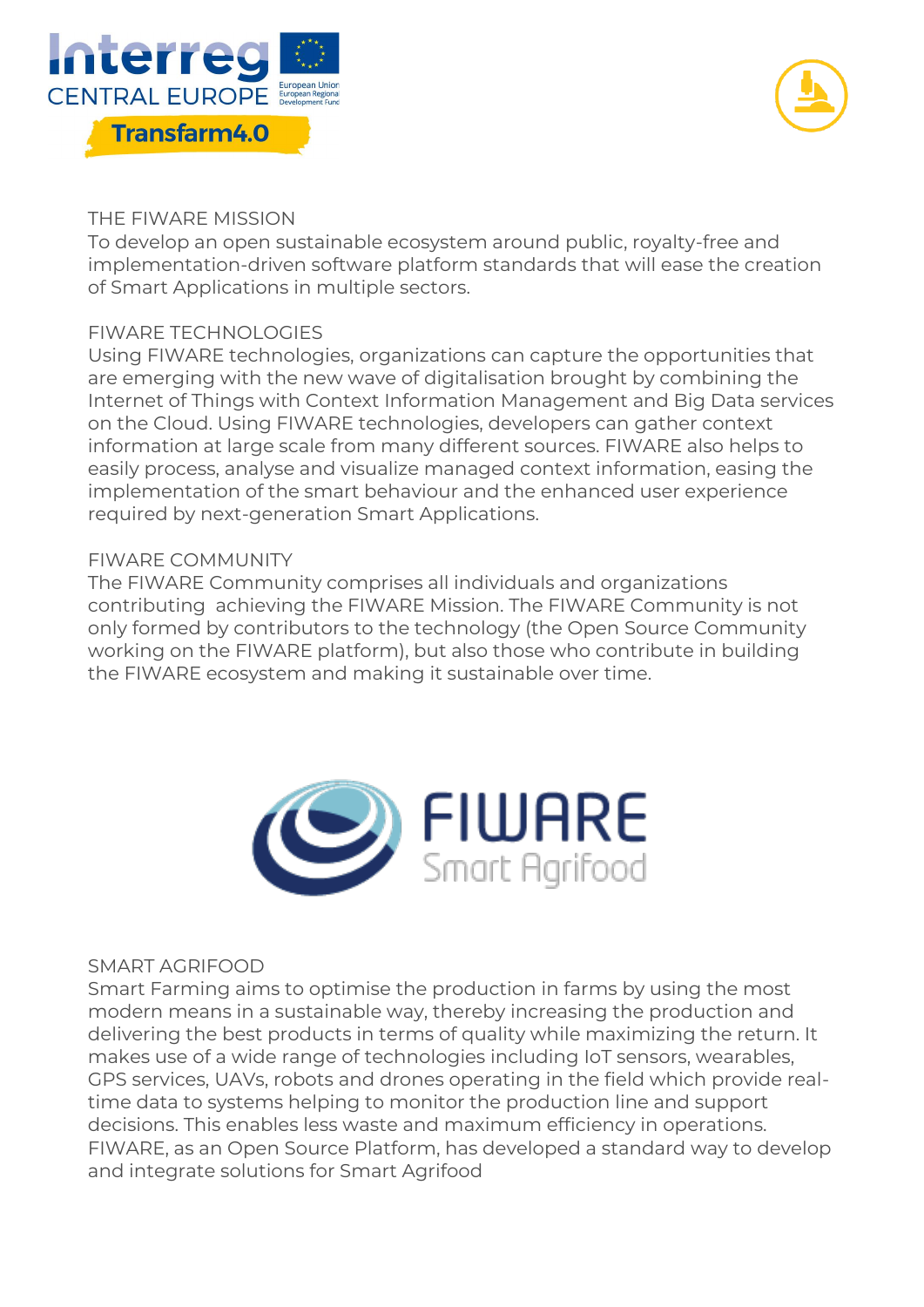## THE FIWARE MISSION

To develop an open sustainable ecosystem around public, royalty-free and implementation-driven software platform standards that will ease the creation of Smart Applications in multiple sectors.

## FIWARE TECHNOLOGIES

Using FIWARE technologies, organizations can capture the opportunities that are emerging with the new wave of digitalisation brought by combining the Internet of Things with Context Information Management and Big Data services on the Cloud. Using FIWARE technologies, developers can gather context information at large scale from many different sources. FIWARE also helps to easily process, analyse and visualize managed context information, easing the implementation of the smart behaviour and the enhanced user experience required by next-generation Smart Applications.

## FIWARE COMMUNITY

The FIWARE Community comprises all individuals and organizations contributing achieving the FIWARE Mission. The FIWARE Community is not only formed by contributors to the technology (the Open Source Community working on the FIWARE platform), but also those who contribute in building the FIWARE ecosystem and making it sustainable over time.

FIWARE
Smart Agrifood

## SMART AGRIFOOD

Smart Farming aims to optimise the production in farms by using the most modern means in a sustainable way, thereby increasing the production and delivering the best products in terms of quality while maximizing the return. It makes use of a wide range of technologies including IoT sensors, wearables, GPS services, UAVs, robots and drones operating in the field which provide real-time data to systems helping to monitor the production line and support decisions. This enables less waste and maximum efficiency in operations. FIWARE, as an Open Source Platform, has developed a standard way to develop and integrate solutions for Smart Agrifood